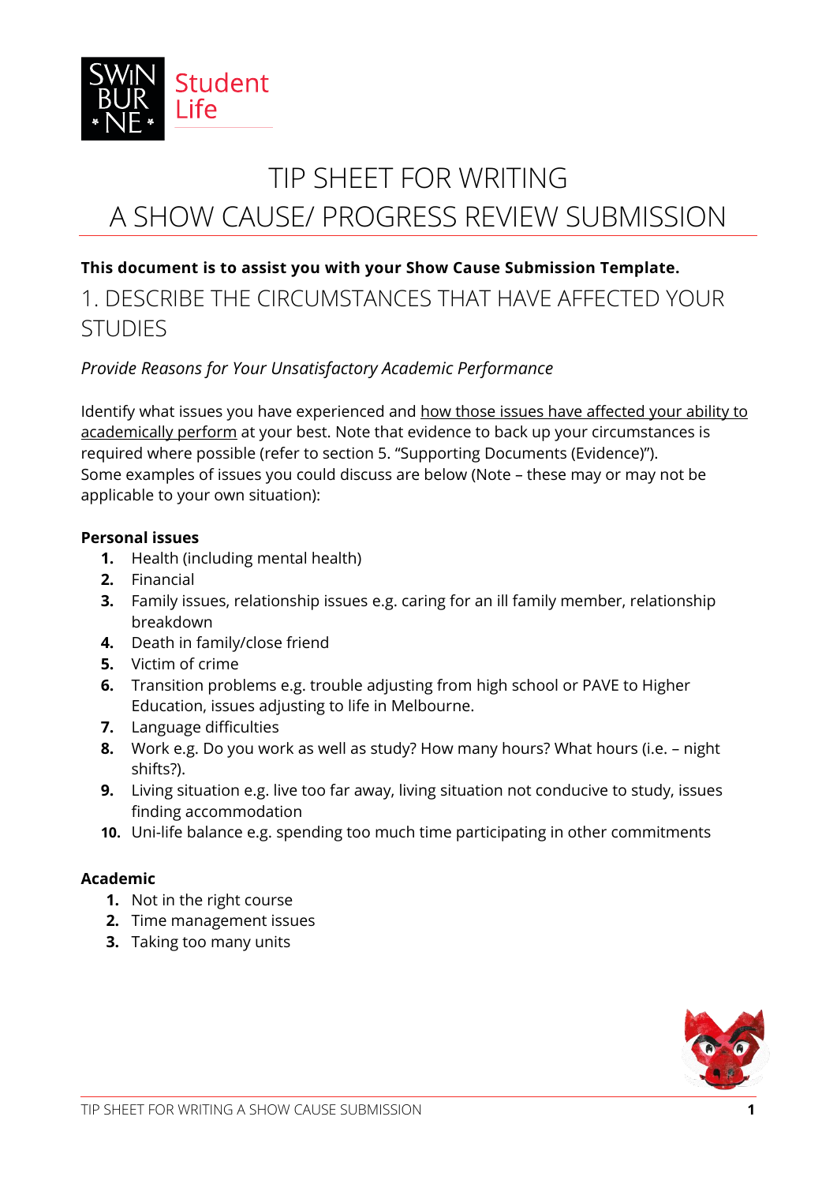Student Life

# TIP SHEET FOR WRITING A SHOW CAUSE/ PROGRESS REVIEW SUBMISSION

**This document is to assist you with your Show Cause Submission Template.**

## 1. DESCRIBE THE CIRCUMSTANCES THAT HAVE AFFECTED YOUR STUDIES

*Provide Reasons for Your Unsatisfactory Academic Performance*

Identify what issues you have experienced and <u>how those issues have affected your ability to academically perform</u> at your best. Note that evidence to back up your circumstances is required where possible (refer to section 5. "Supporting Documents (Evidence)").
Some examples of issues you could discuss are below (Note – these may or may not be applicable to your own situation):

**Personal issues**

1. Health (including mental health)
2. Financial
3. Family issues, relationship issues e.g. caring for an ill family member, relationship breakdown
4. Death in family/close friend
5. Victim of crime
6. Transition problems e.g. trouble adjusting from high school or PAVE to Higher Education, issues adjusting to life in Melbourne.
7. Language difficulties
8. Work e.g. Do you work as well as study? How many hours? What hours (i.e. – night shifts?).
9. Living situation e.g. live too far away, living situation not conducive to study, issues finding accommodation
10. Uni-life balance e.g. spending too much time participating in other commitments

**Academic**

1. Not in the right course
2. Time management issues
3. Taking too many units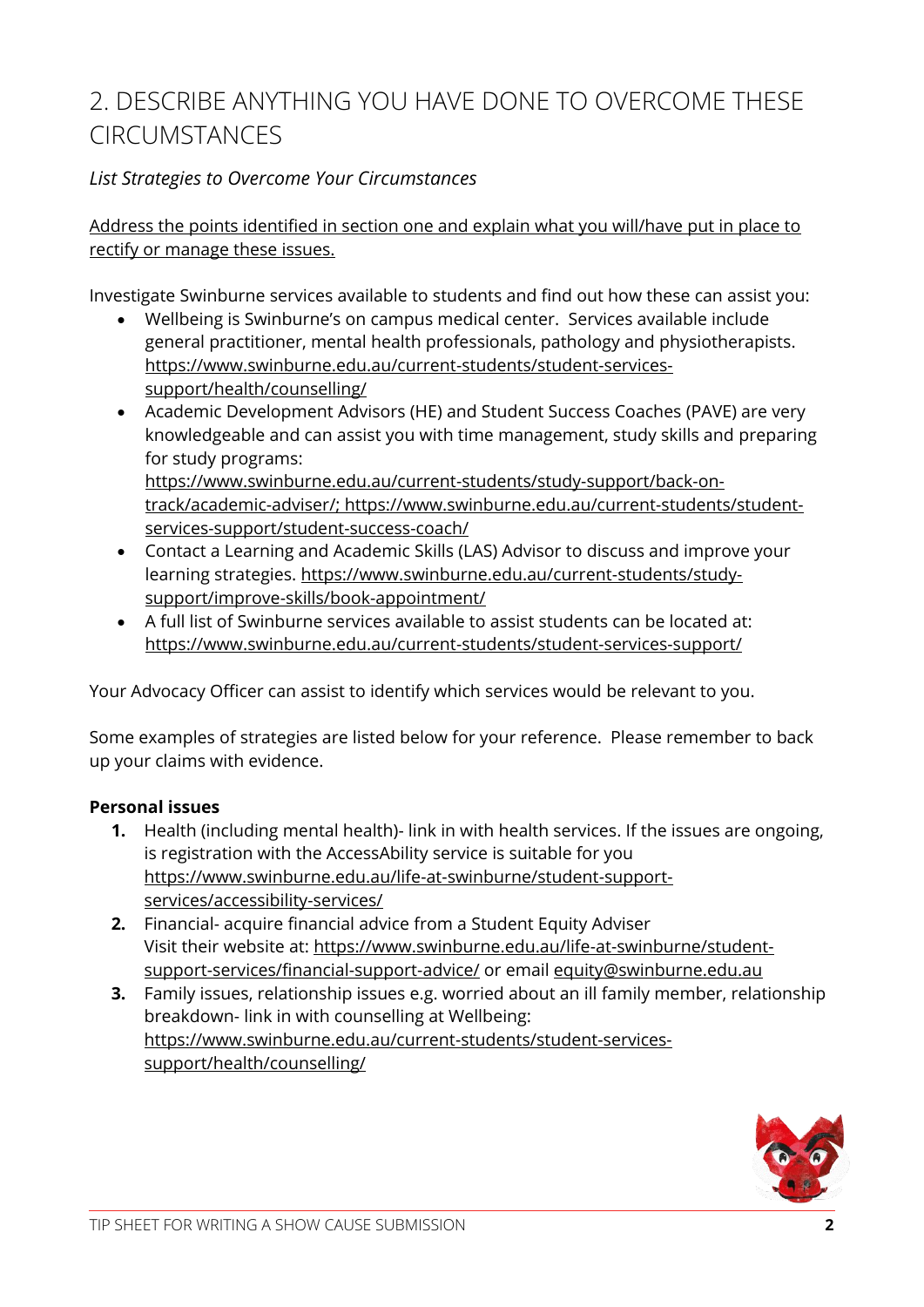## 2. DESCRIBE ANYTHING YOU HAVE DONE TO OVERCOME THESE CIRCUMSTANCES

*List Strategies to Overcome Your Circumstances*

Address the points identified in section one and explain what you will/have put in place to rectify or manage these issues.

Investigate Swinburne services available to students and find out how these can assist you:

- Wellbeing is Swinburne's on campus medical center. Services available include general practitioner, mental health professionals, pathology and physiotherapists. https://www.swinburne.edu.au/current-students/student-services-support/health/counselling/
- Academic Development Advisors (HE) and Student Success Coaches (PAVE) are very knowledgeable and can assist you with time management, study skills and preparing for study programs: https://www.swinburne.edu.au/current-students/study-support/back-on-track/academic-adviser/; https://www.swinburne.edu.au/current-students/student-services-support/student-success-coach/
- Contact a Learning and Academic Skills (LAS) Advisor to discuss and improve your learning strategies. https://www.swinburne.edu.au/current-students/study-support/improve-skills/book-appointment/
- A full list of Swinburne services available to assist students can be located at: https://www.swinburne.edu.au/current-students/student-services-support/

Your Advocacy Officer can assist to identify which services would be relevant to you.

Some examples of strategies are listed below for your reference. Please remember to back up your claims with evidence.

**Personal issues**

1. Health (including mental health)- link in with health services. If the issues are ongoing, is registration with the AccessAbility service is suitable for you https://www.swinburne.edu.au/life-at-swinburne/student-support-services/accessibility-services/
2. Financial- acquire financial advice from a Student Equity Adviser
   Visit their website at: https://www.swinburne.edu.au/life-at-swinburne/student-support-services/financial-support-advice/ or email equity@swinburne.edu.au
3. Family issues, relationship issues e.g. worried about an ill family member, relationship breakdown- link in with counselling at Wellbeing: https://www.swinburne.edu.au/current-students/student-services-support/health/counselling/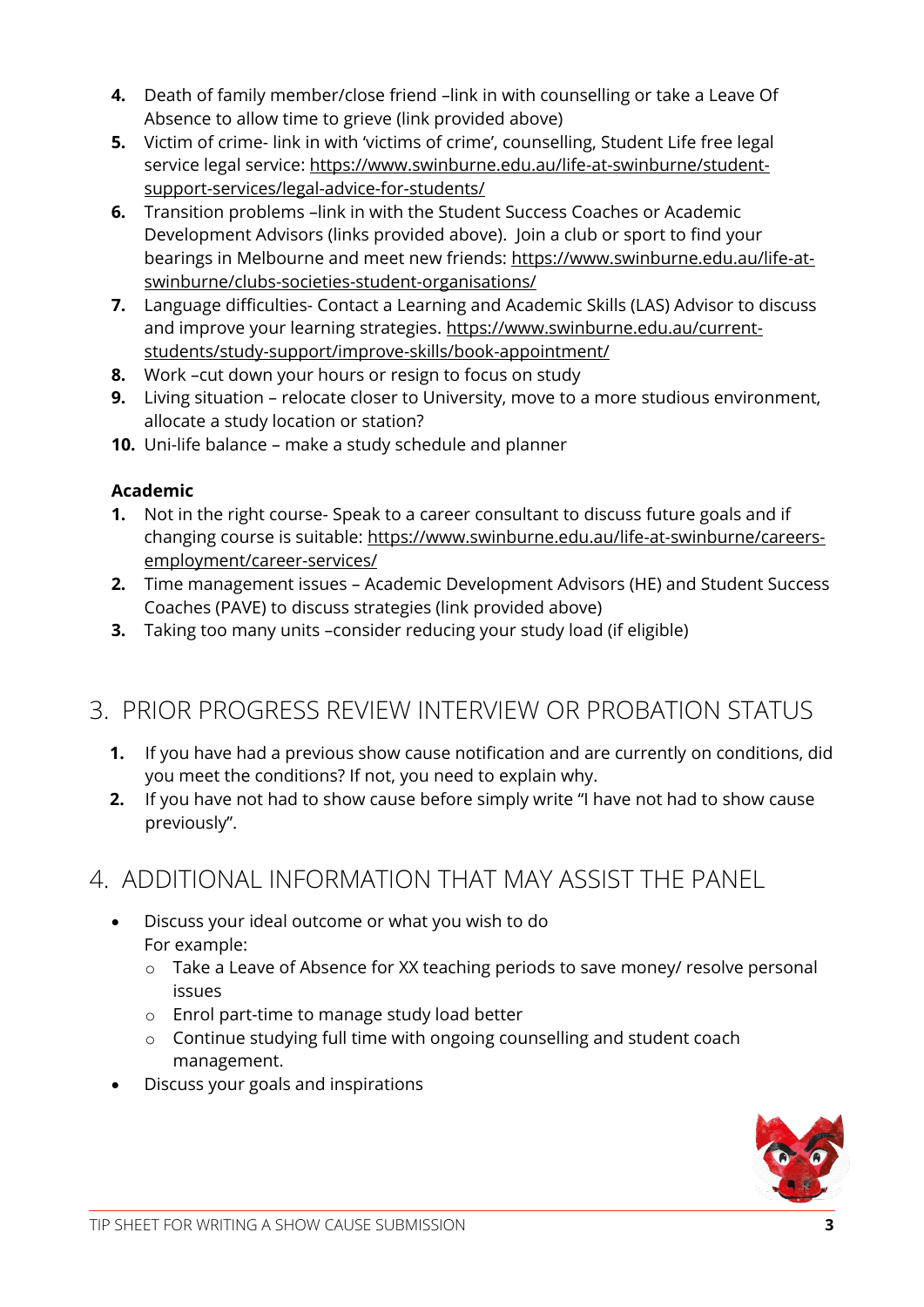4. Death of family member/close friend –link in with counselling or take a Leave Of Absence to allow time to grieve (link provided above)
5. Victim of crime- link in with 'victims of crime', counselling, Student Life free legal service legal service: https://www.swinburne.edu.au/life-at-swinburne/student-support-services/legal-advice-for-students/
6. Transition problems –link in with the Student Success Coaches or Academic Development Advisors (links provided above). Join a club or sport to find your bearings in Melbourne and meet new friends: https://www.swinburne.edu.au/life-at-swinburne/clubs-societies-student-organisations/
7. Language difficulties- Contact a Learning and Academic Skills (LAS) Advisor to discuss and improve your learning strategies. https://www.swinburne.edu.au/current-students/study-support/improve-skills/book-appointment/
8. Work –cut down your hours or resign to focus on study
9. Living situation – relocate closer to University, move to a more studious environment, allocate a study location or station?
10. Uni-life balance – make a study schedule and planner

**Academic**

1. Not in the right course- Speak to a career consultant to discuss future goals and if changing course is suitable: https://www.swinburne.edu.au/life-at-swinburne/careers-employment/career-services/
2. Time management issues – Academic Development Advisors (HE) and Student Success Coaches (PAVE) to discuss strategies (link provided above)
3. Taking too many units –consider reducing your study load (if eligible)

## 3. PRIOR PROGRESS REVIEW INTERVIEW OR PROBATION STATUS

1. If you have had a previous show cause notification and are currently on conditions, did you meet the conditions? If not, you need to explain why.
2. If you have not had to show cause before simply write "I have not had to show cause previously".

## 4. ADDITIONAL INFORMATION THAT MAY ASSIST THE PANEL

- Discuss your ideal outcome or what you wish to do
  For example:
  - Take a Leave of Absence for XX teaching periods to save money/ resolve personal issues
  - Enrol part-time to manage study load better
  - Continue studying full time with ongoing counselling and student coach management.
- Discuss your goals and inspirations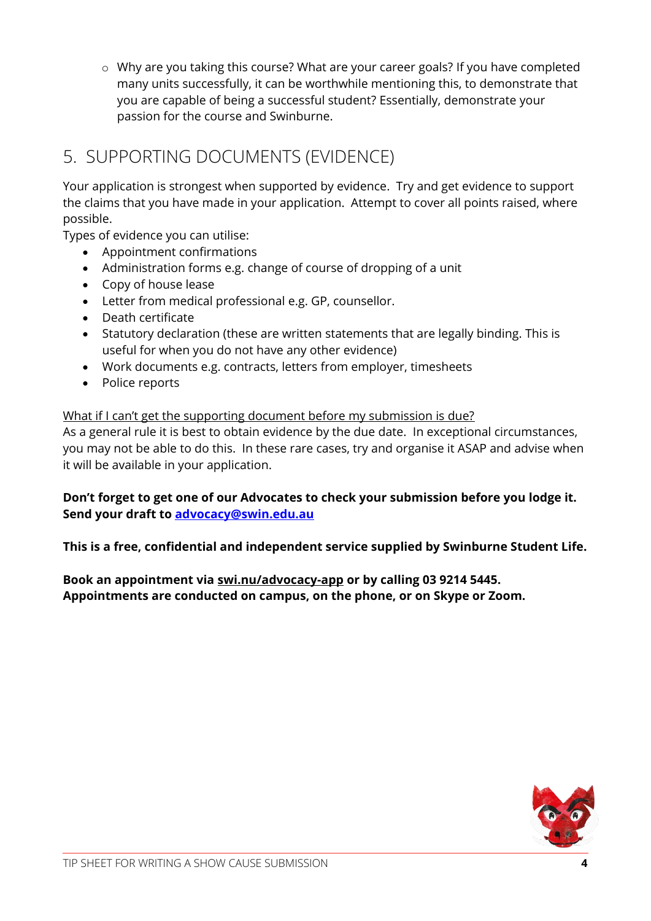- Why are you taking this course? What are your career goals? If you have completed many units successfully, it can be worthwhile mentioning this, to demonstrate that you are capable of being a successful student? Essentially, demonstrate your passion for the course and Swinburne.

## 5. SUPPORTING DOCUMENTS (EVIDENCE)

Your application is strongest when supported by evidence. Try and get evidence to support the claims that you have made in your application. Attempt to cover all points raised, where possible.

Types of evidence you can utilise:

- Appointment confirmations
- Administration forms e.g. change of course of dropping of a unit
- Copy of house lease
- Letter from medical professional e.g. GP, counsellor.
- Death certificate
- Statutory declaration (these are written statements that are legally binding. This is useful for when you do not have any other evidence)
- Work documents e.g. contracts, letters from employer, timesheets
- Police reports

What if I can't get the supporting document before my submission is due?

As a general rule it is best to obtain evidence by the due date. In exceptional circumstances, you may not be able to do this. In these rare cases, try and organise it ASAP and advise when it will be available in your application.

**Don't forget to get one of our Advocates to check your submission before you lodge it. Send your draft to [advocacy@swin.edu.au](mailto:advocacy@swin.edu.au)**

**This is a free, confidential and independent service supplied by Swinburne Student Life.**

**Book an appointment via swi.nu/advocacy-app or by calling 03 9214 5445.**
**Appointments are conducted on campus, on the phone, or on Skype or Zoom.**